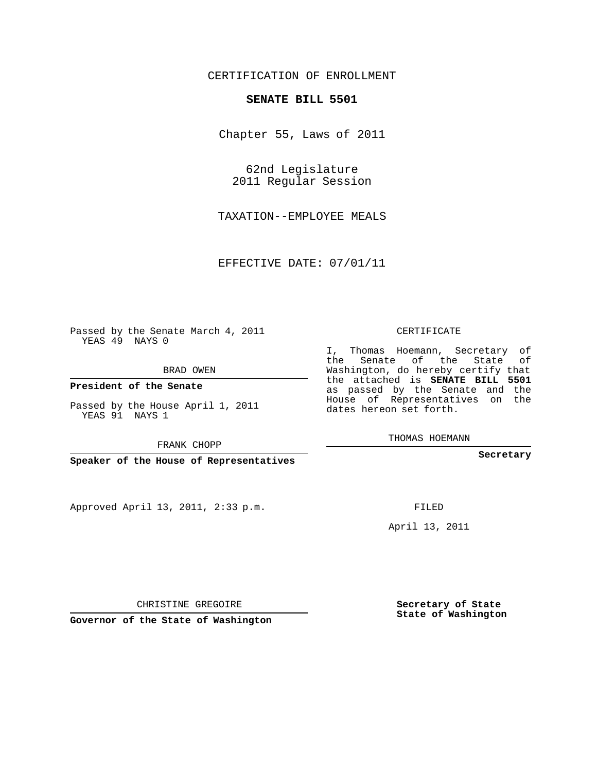CERTIFICATION OF ENROLLMENT

**SENATE BILL 5501**

Chapter 55, Laws of 2011

62nd Legislature
2011 Regular Session

TAXATION--EMPLOYEE MEALS

EFFECTIVE DATE: 07/01/11

Passed by the Senate March 4, 2011
YEAS 49 NAYS 0

BRAD OWEN

**President of the Senate**

Passed by the House April 1, 2011
YEAS 91 NAYS 1

FRANK CHOPP

**Speaker of the House of Representatives**

Approved April 13, 2011, 2:33 p.m.

CHRISTINE GREGOIRE

**Governor of the State of Washington**

CERTIFICATE

I, Thomas Hoemann, Secretary of the Senate of the State of Washington, do hereby certify that the attached is **SENATE BILL 5501** as passed by the Senate and the House of Representatives on the dates hereon set forth.

THOMAS HOEMANN

**Secretary**

FILED

April 13, 2011

**Secretary of State**
**State of Washington**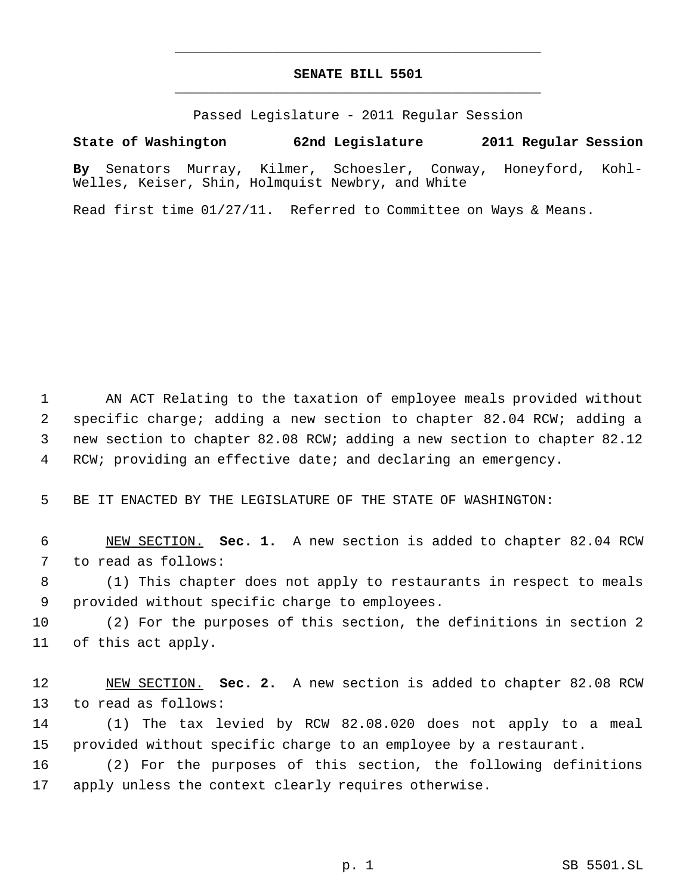# SENATE BILL 5501

Passed Legislature - 2011 Regular Session

**State of Washington 62nd Legislature 2011 Regular Session**

**By** Senators Murray, Kilmer, Schoesler, Conway, Honeyford, Kohl-Welles, Keiser, Shin, Holmquist Newbry, and White

Read first time 01/27/11. Referred to Committee on Ways & Means.

1 AN ACT Relating to the taxation of employee meals provided without
2 specific charge; adding a new section to chapter 82.04 RCW; adding a
3 new section to chapter 82.08 RCW; adding a new section to chapter 82.12
4 RCW; providing an effective date; and declaring an emergency.

5 BE IT ENACTED BY THE LEGISLATURE OF THE STATE OF WASHINGTON:

6 NEW SECTION. **Sec. 1.** A new section is added to chapter 82.04 RCW
7 to read as follows:

8 (1) This chapter does not apply to restaurants in respect to meals
9 provided without specific charge to employees.

10 (2) For the purposes of this section, the definitions in section 2
11 of this act apply.

12 NEW SECTION. **Sec. 2.** A new section is added to chapter 82.08 RCW
13 to read as follows:

14 (1) The tax levied by RCW 82.08.020 does not apply to a meal
15 provided without specific charge to an employee by a restaurant.

16 (2) For the purposes of this section, the following definitions
17 apply unless the context clearly requires otherwise.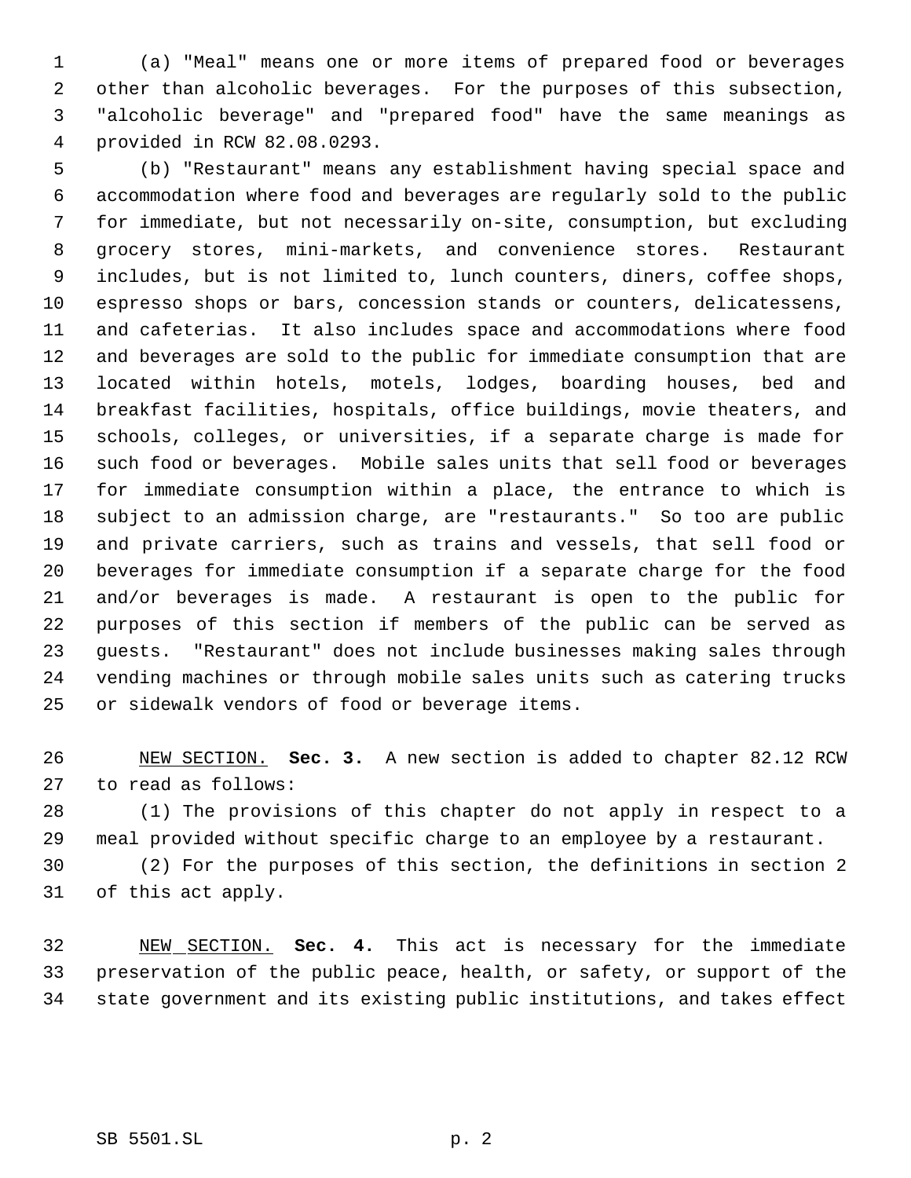(a) "Meal" means one or more items of prepared food or beverages other than alcoholic beverages. For the purposes of this subsection, "alcoholic beverage" and "prepared food" have the same meanings as provided in RCW 82.08.0293.

(b) "Restaurant" means any establishment having special space and accommodation where food and beverages are regularly sold to the public for immediate, but not necessarily on-site, consumption, but excluding grocery stores, mini-markets, and convenience stores. Restaurant includes, but is not limited to, lunch counters, diners, coffee shops, espresso shops or bars, concession stands or counters, delicatessens, and cafeterias. It also includes space and accommodations where food and beverages are sold to the public for immediate consumption that are located within hotels, motels, lodges, boarding houses, bed and breakfast facilities, hospitals, office buildings, movie theaters, and schools, colleges, or universities, if a separate charge is made for such food or beverages. Mobile sales units that sell food or beverages for immediate consumption within a place, the entrance to which is subject to an admission charge, are "restaurants." So too are public and private carriers, such as trains and vessels, that sell food or beverages for immediate consumption if a separate charge for the food and/or beverages is made. A restaurant is open to the public for purposes of this section if members of the public can be served as guests. "Restaurant" does not include businesses making sales through vending machines or through mobile sales units such as catering trucks or sidewalk vendors of food or beverage items.

NEW SECTION. **Sec. 3.** A new section is added to chapter 82.12 RCW to read as follows:

(1) The provisions of this chapter do not apply in respect to a meal provided without specific charge to an employee by a restaurant.

(2) For the purposes of this section, the definitions in section 2 of this act apply.

NEW SECTION. **Sec. 4.** This act is necessary for the immediate preservation of the public peace, health, or safety, or support of the state government and its existing public institutions, and takes effect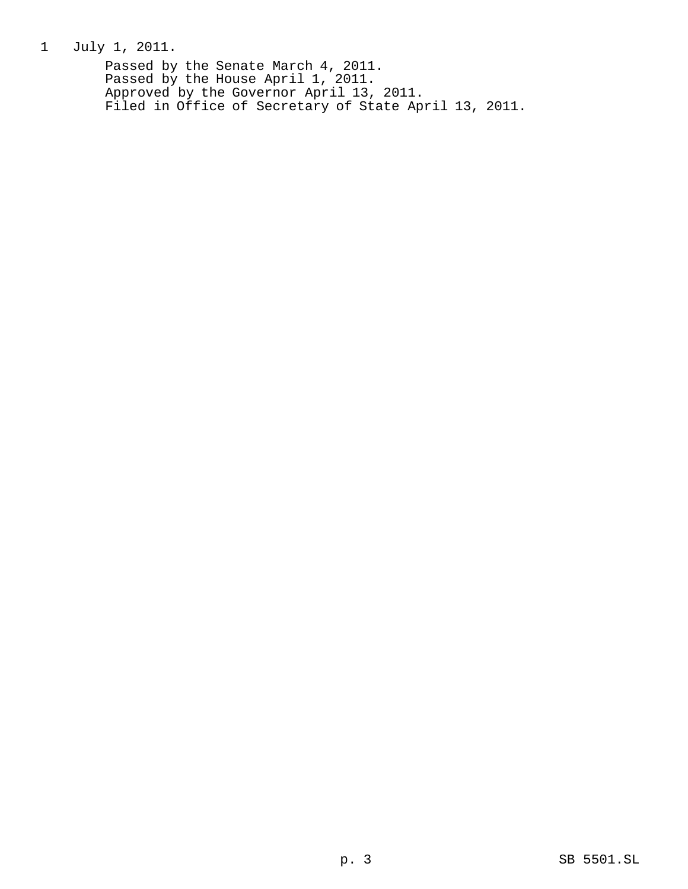July 1, 2011.

Passed by the Senate March 4, 2011.
Passed by the House April 1, 2011.
Approved by the Governor April 13, 2011.
Filed in Office of Secretary of State April 13, 2011.